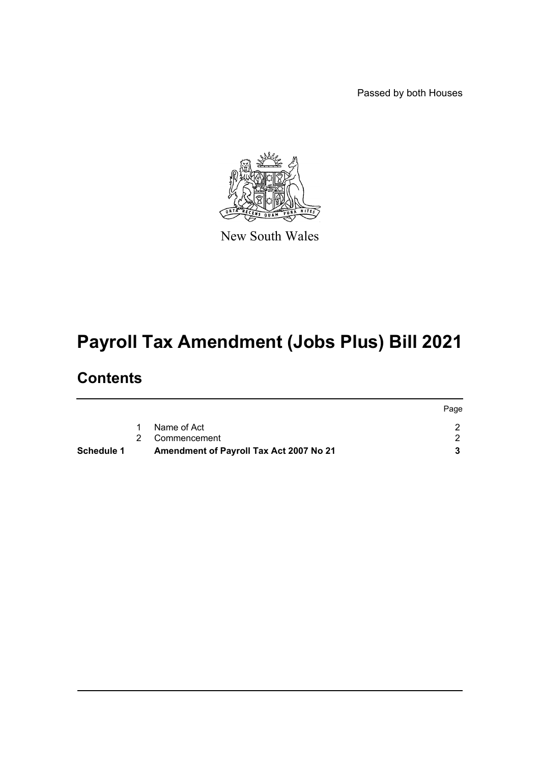Passed by both Houses

New South Wales

# Payroll Tax Amendment (Jobs Plus) Bill 2021

## Contents

| | | | Page |
|---|---|---|---|
| | 1 | Name of Act | 2 |
| | 2 | Commencement | 2 |
| **Schedule 1** | | **Amendment of Payroll Tax Act 2007 No 21** | **3** |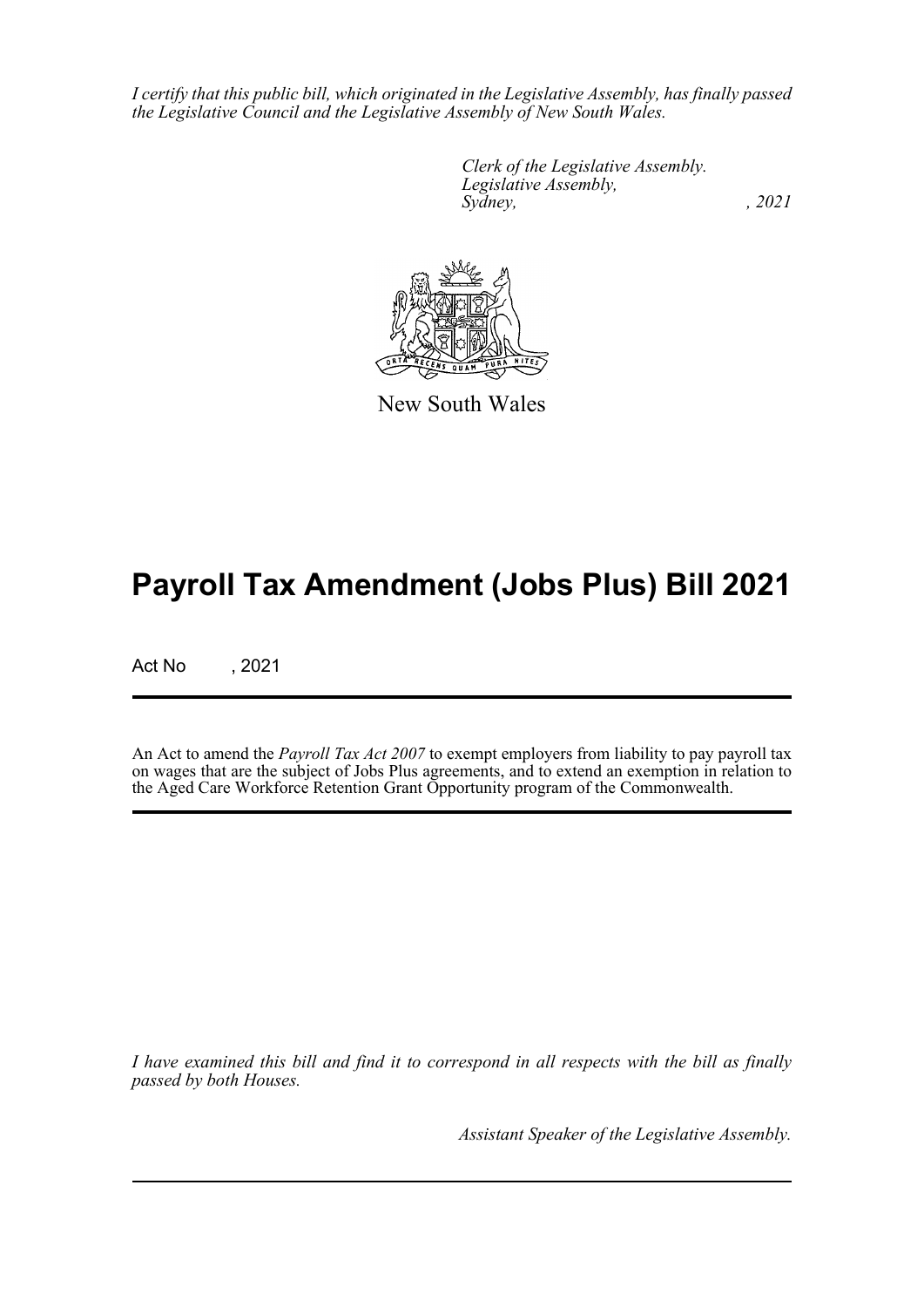*I certify that this public bill, which originated in the Legislative Assembly, has finally passed the Legislative Council and the Legislative Assembly of New South Wales.*

*Clerk of the Legislative Assembly.*
*Legislative Assembly,*
*Sydney, , 2021*

New South Wales

# Payroll Tax Amendment (Jobs Plus) Bill 2021

Act No , 2021

An Act to amend the *Payroll Tax Act 2007* to exempt employers from liability to pay payroll tax on wages that are the subject of Jobs Plus agreements, and to extend an exemption in relation to the Aged Care Workforce Retention Grant Opportunity program of the Commonwealth.

*I have examined this bill and find it to correspond in all respects with the bill as finally passed by both Houses.*

*Assistant Speaker of the Legislative Assembly.*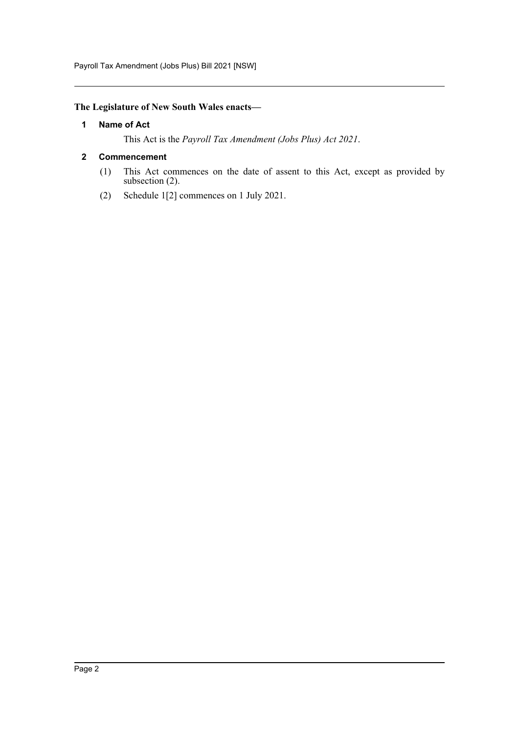**The Legislature of New South Wales enacts—**

### 1 Name of Act

This Act is the *Payroll Tax Amendment (Jobs Plus) Act 2021*.

### 2 Commencement

(1) This Act commences on the date of assent to this Act, except as provided by subsection (2).

(2) Schedule 1[2] commences on 1 July 2021.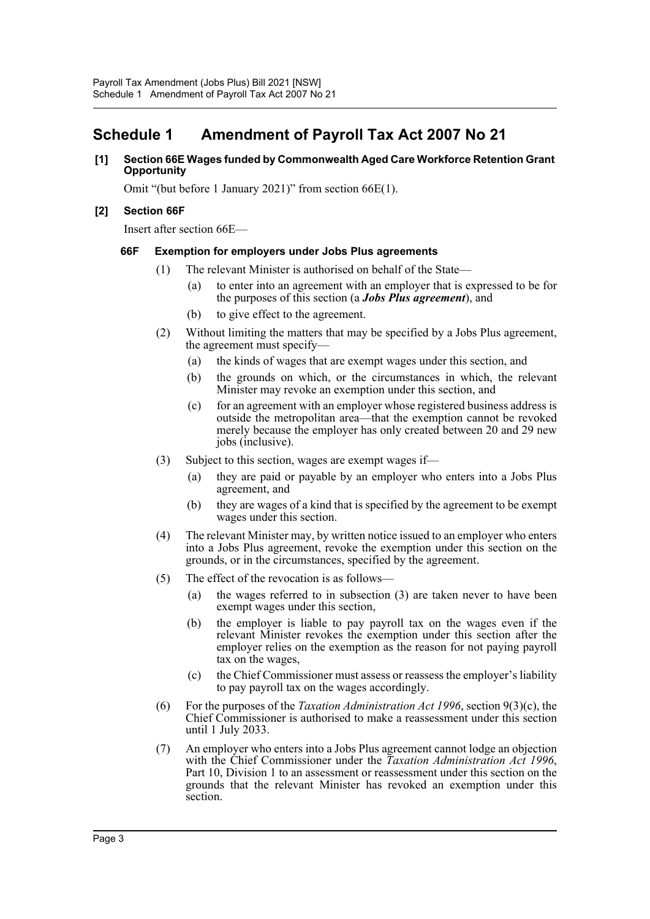# Schedule 1 Amendment of Payroll Tax Act 2007 No 21

**[1] Section 66E Wages funded by Commonwealth Aged Care Workforce Retention Grant Opportunity**

Omit "(but before 1 January 2021)" from section 66E(1).

**[2] Section 66F**

Insert after section 66E—

**66F Exemption for employers under Jobs Plus agreements**

(1) The relevant Minister is authorised on behalf of the State—

(a) to enter into an agreement with an employer that is expressed to be for the purposes of this section (a ***Jobs Plus agreement***), and

(b) to give effect to the agreement.

(2) Without limiting the matters that may be specified by a Jobs Plus agreement, the agreement must specify—

(a) the kinds of wages that are exempt wages under this section, and

(b) the grounds on which, or the circumstances in which, the relevant Minister may revoke an exemption under this section, and

(c) for an agreement with an employer whose registered business address is outside the metropolitan area—that the exemption cannot be revoked merely because the employer has only created between 20 and 29 new jobs (inclusive).

(3) Subject to this section, wages are exempt wages if—

(a) they are paid or payable by an employer who enters into a Jobs Plus agreement, and

(b) they are wages of a kind that is specified by the agreement to be exempt wages under this section.

(4) The relevant Minister may, by written notice issued to an employer who enters into a Jobs Plus agreement, revoke the exemption under this section on the grounds, or in the circumstances, specified by the agreement.

(5) The effect of the revocation is as follows—

(a) the wages referred to in subsection (3) are taken never to have been exempt wages under this section,

(b) the employer is liable to pay payroll tax on the wages even if the relevant Minister revokes the exemption under this section after the employer relies on the exemption as the reason for not paying payroll tax on the wages,

(c) the Chief Commissioner must assess or reassess the employer's liability to pay payroll tax on the wages accordingly.

(6) For the purposes of the *Taxation Administration Act 1996*, section 9(3)(c), the Chief Commissioner is authorised to make a reassessment under this section until 1 July 2033.

(7) An employer who enters into a Jobs Plus agreement cannot lodge an objection with the Chief Commissioner under the *Taxation Administration Act 1996*, Part 10, Division 1 to an assessment or reassessment under this section on the grounds that the relevant Minister has revoked an exemption under this section.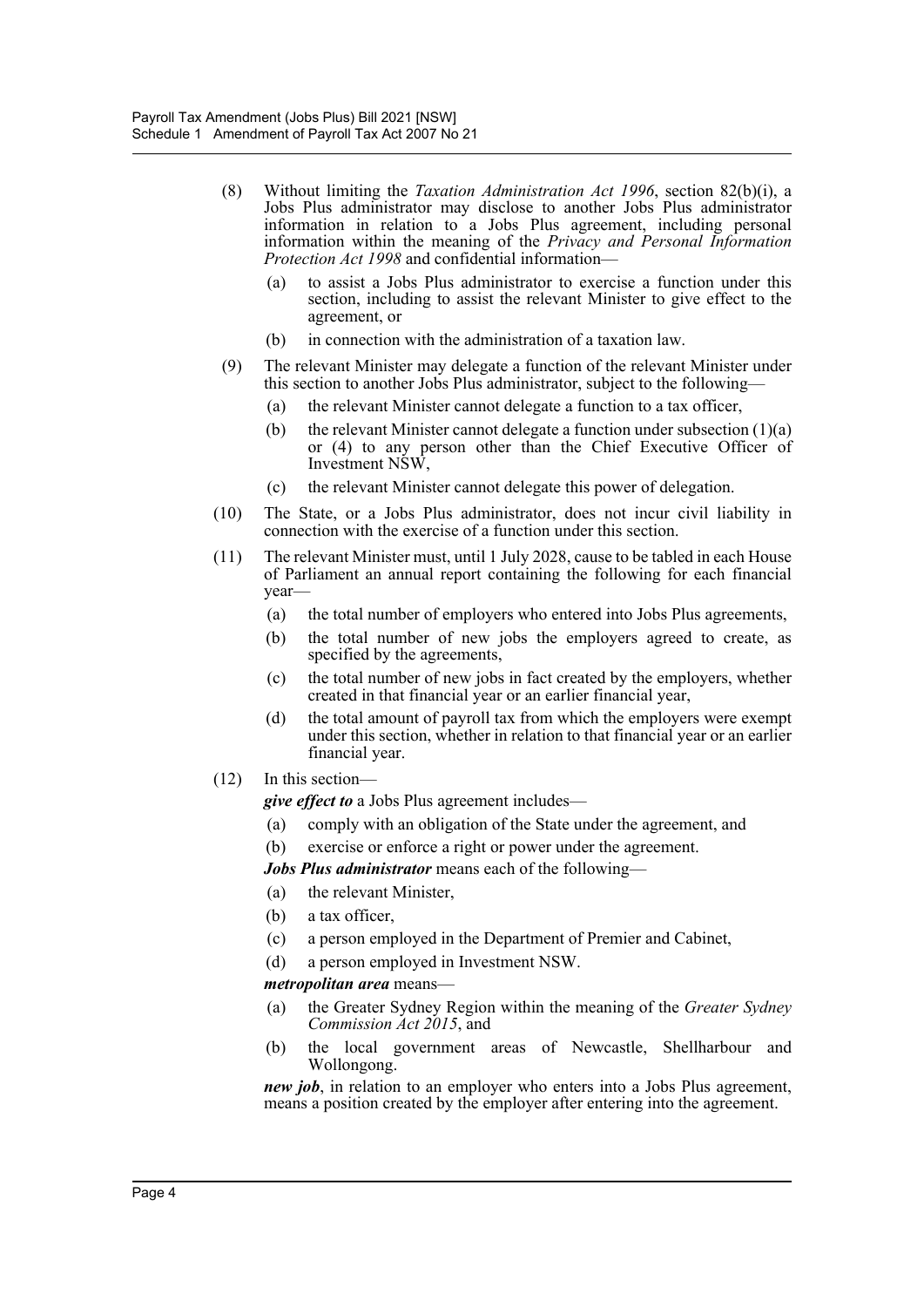(8) Without limiting the *Taxation Administration Act 1996*, section 82(b)(i), a Jobs Plus administrator may disclose to another Jobs Plus administrator information in relation to a Jobs Plus agreement, including personal information within the meaning of the *Privacy and Personal Information Protection Act 1998* and confidential information—

   (a) to assist a Jobs Plus administrator to exercise a function under this section, including to assist the relevant Minister to give effect to the agreement, or

   (b) in connection with the administration of a taxation law.

(9) The relevant Minister may delegate a function of the relevant Minister under this section to another Jobs Plus administrator, subject to the following—

   (a) the relevant Minister cannot delegate a function to a tax officer,

   (b) the relevant Minister cannot delegate a function under subsection (1)(a) or (4) to any person other than the Chief Executive Officer of Investment NSW,

   (c) the relevant Minister cannot delegate this power of delegation.

(10) The State, or a Jobs Plus administrator, does not incur civil liability in connection with the exercise of a function under this section.

(11) The relevant Minister must, until 1 July 2028, cause to be tabled in each House of Parliament an annual report containing the following for each financial year—

   (a) the total number of employers who entered into Jobs Plus agreements,

   (b) the total number of new jobs the employers agreed to create, as specified by the agreements,

   (c) the total number of new jobs in fact created by the employers, whether created in that financial year or an earlier financial year,

   (d) the total amount of payroll tax from which the employers were exempt under this section, whether in relation to that financial year or an earlier financial year.

(12) In this section—

***give effect to*** a Jobs Plus agreement includes—

   (a) comply with an obligation of the State under the agreement, and

   (b) exercise or enforce a right or power under the agreement.

***Jobs Plus administrator*** means each of the following—

   (a) the relevant Minister,

   (b) a tax officer,

   (c) a person employed in the Department of Premier and Cabinet,

   (d) a person employed in Investment NSW.

***metropolitan area*** means—

   (a) the Greater Sydney Region within the meaning of the *Greater Sydney Commission Act 2015*, and

   (b) the local government areas of Newcastle, Shellharbour and Wollongong.

***new job***, in relation to an employer who enters into a Jobs Plus agreement, means a position created by the employer after entering into the agreement.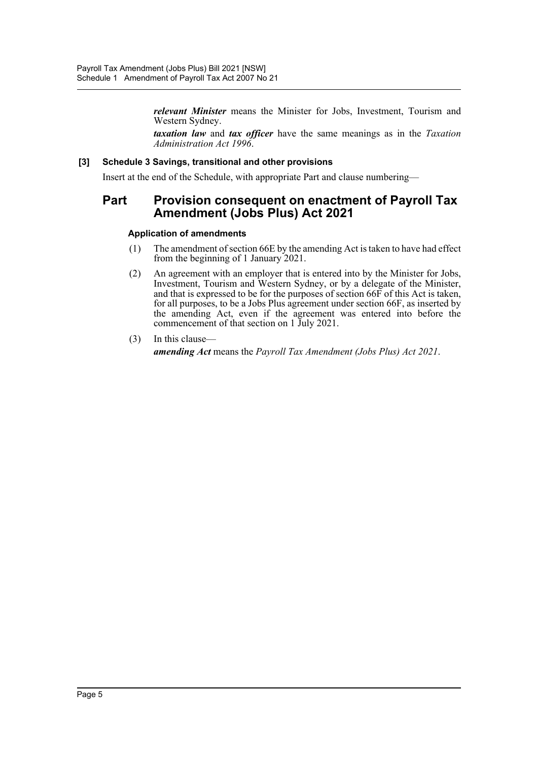***relevant Minister*** means the Minister for Jobs, Investment, Tourism and Western Sydney.

***taxation law*** and ***tax officer*** have the same meanings as in the *Taxation Administration Act 1996*.

**[3] Schedule 3 Savings, transitional and other provisions**

Insert at the end of the Schedule, with appropriate Part and clause numbering—

## Part Provision consequent on enactment of Payroll Tax Amendment (Jobs Plus) Act 2021

**Application of amendments**

(1) The amendment of section 66E by the amending Act is taken to have had effect from the beginning of 1 January 2021.

(2) An agreement with an employer that is entered into by the Minister for Jobs, Investment, Tourism and Western Sydney, or by a delegate of the Minister, and that is expressed to be for the purposes of section 66F of this Act is taken, for all purposes, to be a Jobs Plus agreement under section 66F, as inserted by the amending Act, even if the agreement was entered into before the commencement of that section on 1 July 2021.

(3) In this clause—

***amending Act*** means the *Payroll Tax Amendment (Jobs Plus) Act 2021*.